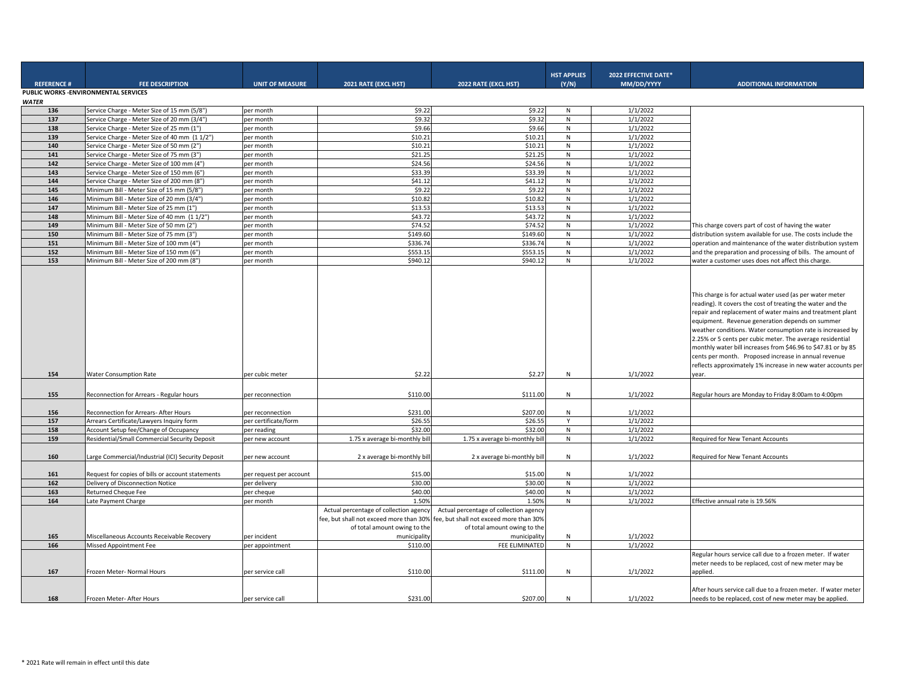| REFERENCE # | FEE DESCRIPTION | UNIT OF MEASURE | 2021 RATE (EXCL HST) | 2022 RATE (EXCL HST) | HST APPLIES (Y/N) | 2022 EFFECTIVE DATE* MM/DD/YYYY | ADDITIONAL INFORMATION |
|---|---|---|---|---|---|---|---|
| **PUBLIC WORKS -ENVIRONMENTAL SERVICES** | | | | | | | |
| ***WATER*** | | | | | | | |
| 136 | Service Charge - Meter Size of 15 mm (5/8") | per month | $9.22 | $9.22 | N | 1/1/2022 | |
| 137 | Service Charge - Meter Size of 20 mm (3/4") | per month | $9.32 | $9.32 | N | 1/1/2022 | |
| 138 | Service Charge - Meter Size of 25 mm (1") | per month | $9.66 | $9.66 | N | 1/1/2022 | |
| 139 | Service Charge - Meter Size of 40 mm (1 1/2") | per month | $10.21 | $10.21 | N | 1/1/2022 | |
| 140 | Service Charge - Meter Size of 50 mm (2") | per month | $10.21 | $10.21 | N | 1/1/2022 | |
| 141 | Service Charge - Meter Size of 75 mm (3") | per month | $21.25 | $21.25 | N | 1/1/2022 | |
| 142 | Service Charge - Meter Size of 100 mm (4") | per month | $24.56 | $24.56 | N | 1/1/2022 | |
| 143 | Service Charge - Meter Size of 150 mm (6") | per month | $33.39 | $33.39 | N | 1/1/2022 | |
| 144 | Service Charge - Meter Size of 200 mm (8") | per month | $41.12 | $41.12 | N | 1/1/2022 | |
| 145 | Minimum Bill - Meter Size of 15 mm (5/8") | per month | $9.22 | $9.22 | N | 1/1/2022 | |
| 146 | Minimum Bill - Meter Size of 20 mm (3/4") | per month | $10.82 | $10.82 | N | 1/1/2022 | |
| 147 | Minimum Bill - Meter Size of 25 mm (1") | per month | $13.53 | $13.53 | N | 1/1/2022 | |
| 148 | Minimum Bill - Meter Size of 40 mm (1 1/2") | per month | $43.72 | $43.72 | N | 1/1/2022 | |
| 149 | Minimum Bill - Meter Size of 50 mm (2") | per month | $74.52 | $74.52 | N | 1/1/2022 | This charge covers part of cost of having the water distribution system available for use. The costs include the operation and maintenance of the water distribution system and the preparation and processing of bills. The amount of water a customer uses does not affect this charge. |
| 150 | Minimum Bill - Meter Size of 75 mm (3") | per month | $149.60 | $149.60 | N | 1/1/2022 | |
| 151 | Minimum Bill - Meter Size of 100 mm (4") | per month | $336.74 | $336.74 | N | 1/1/2022 | |
| 152 | Minimum Bill - Meter Size of 150 mm (6") | per month | $553.15 | $553.15 | N | 1/1/2022 | |
| 153 | Minimum Bill - Meter Size of 200 mm (8") | per month | $940.12 | $940.12 | N | 1/1/2022 | |
| 154 | Water Consumption Rate | per cubic meter | $2.22 | $2.27 | N | 1/1/2022 | This charge is for actual water used (as per water meter reading). It covers the cost of treating the water and the repair and replacement of water mains and treatment plant equipment. Revenue generation depends on summer weather conditions. Water consumption rate is increased by 2.25% or 5 cents per cubic meter. The average residential monthly water bill increases from $46.96 to $47.81 or by 85 cents per month. Proposed increase in annual revenue reflects approximately 1% increase in new water accounts per year. |
| 155 | Reconnection for Arrears - Regular hours | per reconnection | $110.00 | $111.00 | N | 1/1/2022 | Regular hours are Monday to Friday 8:00am to 4:00pm |
| 156 | Reconnection for Arrears- After Hours | per reconnection | $231.00 | $207.00 | N | 1/1/2022 | |
| 157 | Arrears Certificate/Lawyers Inquiry form | per certificate/form | $26.55 | $26.55 | Y | 1/1/2022 | |
| 158 | Account Setup fee/Change of Occupancy | per reading | $32.00 | $32.00 | N | 1/1/2022 | |
| 159 | Residential/Small Commercial Security Deposit | per new account | 1.75 x average bi-monthly bill | 1.75 x average bi-monthly bill | N | 1/1/2022 | Required for New Tenant Accounts |
| 160 | Large Commercial/Industrial (ICI) Security Deposit | per new account | 2 x average bi-monthly bill | 2 x average bi-monthly bill | N | 1/1/2022 | Required for New Tenant Accounts |
| 161 | Request for copies of bills or account statements | per request per account | $15.00 | $15.00 | N | 1/1/2022 | |
| 162 | Delivery of Disconnection Notice | per delivery | $30.00 | $30.00 | N | 1/1/2022 | |
| 163 | Returned Cheque Fee | per cheque | $40.00 | $40.00 | N | 1/1/2022 | |
| 164 | Late Payment Charge | per month | 1.50% | 1.50% | N | 1/1/2022 | Effective annual rate is 19.56% |
| 165 | Miscellaneous Accounts Receivable Recovery | per incident | Actual percentage of collection agency fee, but shall not exceed more than 30% of total amount owing to the municipality | Actual percentage of collection agency fee, but shall not exceed more than 30% of total amount owing to the municipality | N | 1/1/2022 | |
| 166 | Missed Appointment Fee | per appointment | $110.00 | FEE ELIMINATED | N | 1/1/2022 | |
| 167 | Frozen Meter- Normal Hours | per service call | $110.00 | $111.00 | N | 1/1/2022 | Regular hours service call due to a frozen meter. If water meter needs to be replaced, cost of new meter may be applied. |
| 168 | Frozen Meter- After Hours | per service call | $231.00 | $207.00 | N | 1/1/2022 | After hours service call due to a frozen meter. If water meter needs to be replaced, cost of new meter may be applied. |

\* 2021 Rate will remain in effect until this date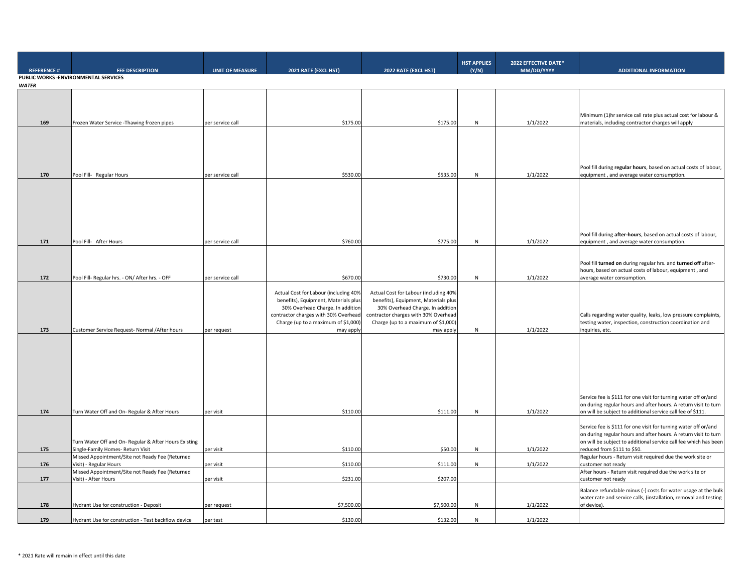| REFERENCE # | FEE DESCRIPTION | UNIT OF MEASURE | 2021 RATE (EXCL HST) | 2022 RATE (EXCL HST) | HST APPLIES (Y/N) | 2022 EFFECTIVE DATE* MM/DD/YYYY | ADDITIONAL INFORMATION |
|---|---|---|---|---|---|---|---|
| **PUBLIC WORKS -ENVIRONMENTAL SERVICES** | | | | | | | |
| ***WATER*** | | | | | | | |
| 169 | Frozen Water Service -Thawing frozen pipes | per service call | $175.00 | $175.00 | N | 1/1/2022 | Minimum (1)hr service call rate plus actual cost for labour & materials, including contractor charges will apply |
| 170 | Pool Fill- Regular Hours | per service call | $530.00 | $535.00 | N | 1/1/2022 | Pool fill during **regular hours**, based on actual costs of labour, equipment , and average water consumption. |
| 171 | Pool Fill- After Hours | per service call | $760.00 | $775.00 | N | 1/1/2022 | Pool fill during **after-hours**, based on actual costs of labour, equipment , and average water consumption. |
| 172 | Pool Fill- Regular hrs. - ON/ After hrs. - OFF | per service call | $670.00 | $730.00 | N | 1/1/2022 | Pool fill **turned on** during regular hrs. and **turned off** after-hours, based on actual costs of labour, equipment , and average water consumption. |
| 173 | Customer Service Request- Normal /After hours | per request | Actual Cost for Labour (including 40% benefits), Equipment, Materials plus 30% Overhead Charge. In addition contractor charges with 30% Overhead Charge (up to a maximum of $1,000) may apply | Actual Cost for Labour (including 40% benefits), Equipment, Materials plus 30% Overhead Charge. In addition contractor charges with 30% Overhead Charge (up to a maximum of $1,000) may apply | N | 1/1/2022 | Calls regarding water quality, leaks, low pressure complaints, testing water, inspection, construction coordination and inquiries, etc. |
| 174 | Turn Water Off and On- Regular & After Hours | per visit | $110.00 | $111.00 | N | 1/1/2022 | Service fee is $111 for one visit for turning water off or/and on during regular hours and after hours. A return visit to turn on will be subject to additional service call fee of $111. |
| 175 | Turn Water Off and On- Regular & After Hours Existing Single-Family Homes- Return Visit | per visit | $110.00 | $50.00 | N | 1/1/2022 | Service fee is $111 for one visit for turning water off or/and on during regular hours and after hours. A return visit to turn on will be subject to additional service call fee which has been reduced from $111 to $50. |
| 176 | Missed Appointment/Site not Ready Fee (Returned Visit) - Regular Hours | per visit | $110.00 | $111.00 | N | 1/1/2022 | Regular hours - Return visit required due the work site or customer not ready |
| 177 | Missed Appointment/Site not Ready Fee (Returned Visit) - After Hours | per visit | $231.00 | $207.00 | | | After hours - Return visit required due the work site or customer not ready |
| 178 | Hydrant Use for construction - Deposit | per request | $7,500.00 | $7,500.00 | N | 1/1/2022 | Balance refundable minus (-) costs for water usage at the bulk water rate and service calls, (installation, removal and testing of device). |
| 179 | Hydrant Use for construction - Test backflow device | per test | $130.00 | $132.00 | N | 1/1/2022 | |

\* 2021 Rate will remain in effect until this date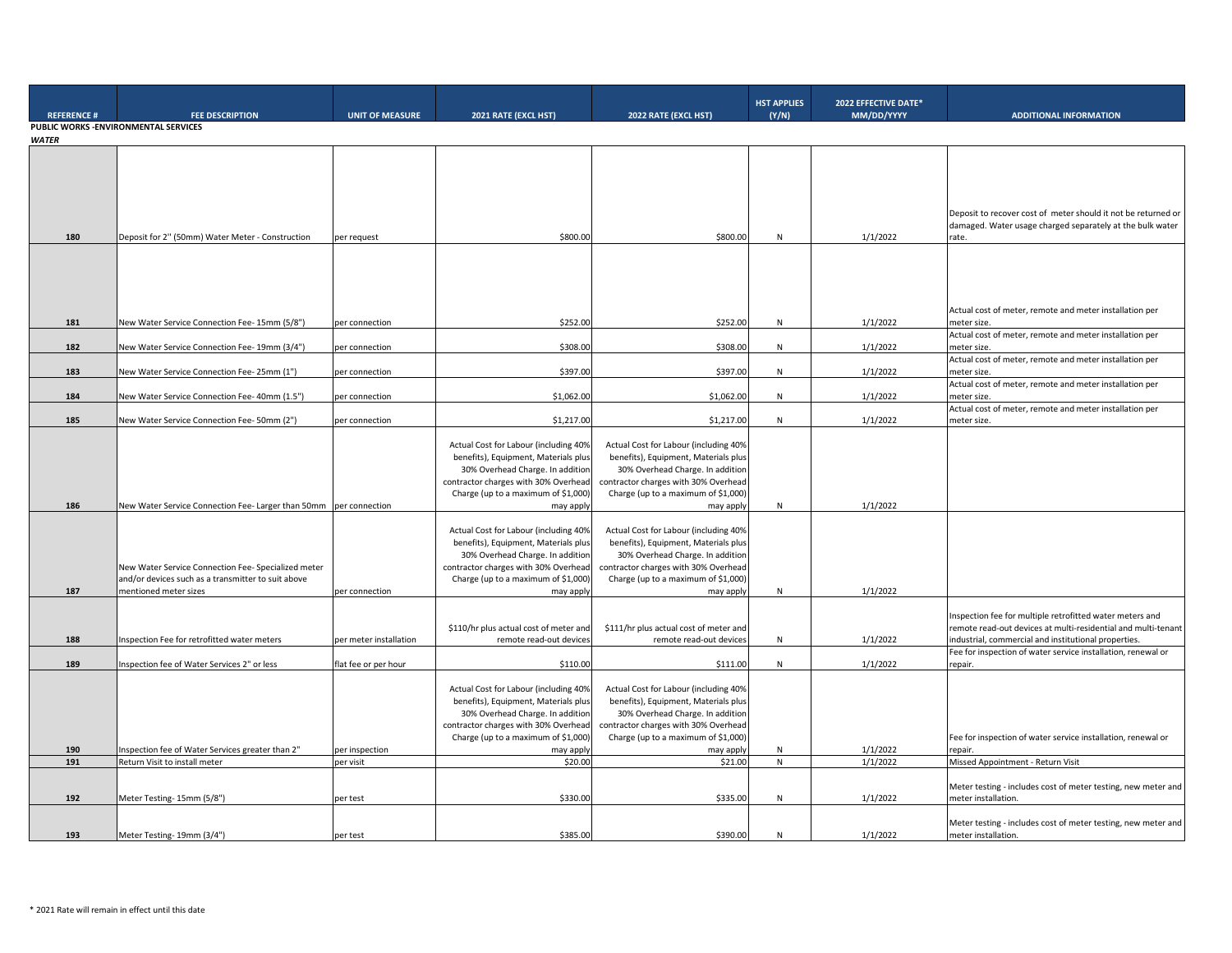| REFERENCE # | FEE DESCRIPTION | UNIT OF MEASURE | 2021 RATE (EXCL HST) | 2022 RATE (EXCL HST) | HST APPLIES (Y/N) | 2022 EFFECTIVE DATE* MM/DD/YYYY | ADDITIONAL INFORMATION |
|---|---|---|---|---|---|---|---|
| **PUBLIC WORKS -ENVIRONMENTAL SERVICES** | | | | | | | |
| ***WATER*** | | | | | | | |
| 180 | Deposit for 2" (50mm) Water Meter - Construction | per request | $800.00 | $800.00 | N | 1/1/2022 | Deposit to recover cost of meter should it not be returned or damaged. Water usage charged separately at the bulk water rate. |
| 181 | New Water Service Connection Fee- 15mm (5/8") | per connection | $252.00 | $252.00 | N | 1/1/2022 | Actual cost of meter, remote and meter installation per meter size. |
| 182 | New Water Service Connection Fee- 19mm (3/4") | per connection | $308.00 | $308.00 | N | 1/1/2022 | Actual cost of meter, remote and meter installation per meter size. |
| 183 | New Water Service Connection Fee- 25mm (1") | per connection | $397.00 | $397.00 | N | 1/1/2022 | Actual cost of meter, remote and meter installation per meter size. |
| 184 | New Water Service Connection Fee- 40mm (1.5") | per connection | $1,062.00 | $1,062.00 | N | 1/1/2022 | Actual cost of meter, remote and meter installation per meter size. |
| 185 | New Water Service Connection Fee- 50mm (2") | per connection | $1,217.00 | $1,217.00 | N | 1/1/2022 | Actual cost of meter, remote and meter installation per meter size. |
| 186 | New Water Service Connection Fee- Larger than 50mm | per connection | Actual Cost for Labour (including 40% benefits), Equipment, Materials plus 30% Overhead Charge. In addition contractor charges with 30% Overhead Charge (up to a maximum of $1,000) may apply | Actual Cost for Labour (including 40% benefits), Equipment, Materials plus 30% Overhead Charge. In addition contractor charges with 30% Overhead Charge (up to a maximum of $1,000) may apply | N | 1/1/2022 | |
| 187 | New Water Service Connection Fee- Specialized meter and/or devices such as a transmitter to suit above mentioned meter sizes | per connection | Actual Cost for Labour (including 40% benefits), Equipment, Materials plus 30% Overhead Charge. In addition contractor charges with 30% Overhead Charge (up to a maximum of $1,000) may apply | Actual Cost for Labour (including 40% benefits), Equipment, Materials plus 30% Overhead Charge. In addition contractor charges with 30% Overhead Charge (up to a maximum of $1,000) may apply | N | 1/1/2022 | |
| 188 | Inspection Fee for retrofitted water meters | per meter installation | $110/hr plus actual cost of meter and remote read-out devices | $111/hr plus actual cost of meter and remote read-out devices | N | 1/1/2022 | Inspection fee for multiple retrofitted water meters and remote read-out devices at multi-residential and multi-tenant industrial, commercial and institutional properties. |
| 189 | Inspection fee of Water Services 2" or less | flat fee or per hour | $110.00 | $111.00 | N | 1/1/2022 | Fee for inspection of water service installation, renewal or repair. |
| 190 | Inspection fee of Water Services greater than 2" | per inspection | Actual Cost for Labour (including 40% benefits), Equipment, Materials plus 30% Overhead Charge. In addition contractor charges with 30% Overhead Charge (up to a maximum of $1,000) may apply | Actual Cost for Labour (including 40% benefits), Equipment, Materials plus 30% Overhead Charge. In addition contractor charges with 30% Overhead Charge (up to a maximum of $1,000) may apply | N | 1/1/2022 | Fee for inspection of water service installation, renewal or repair. |
| 191 | Return Visit to install meter | per visit | $20.00 | $21.00 | N | 1/1/2022 | Missed Appointment - Return Visit |
| 192 | Meter Testing- 15mm (5/8") | per test | $330.00 | $335.00 | N | 1/1/2022 | Meter testing - includes cost of meter testing, new meter and meter installation. |
| 193 | Meter Testing- 19mm (3/4") | per test | $385.00 | $390.00 | N | 1/1/2022 | Meter testing - includes cost of meter testing, new meter and meter installation. |

* 2021 Rate will remain in effect until this date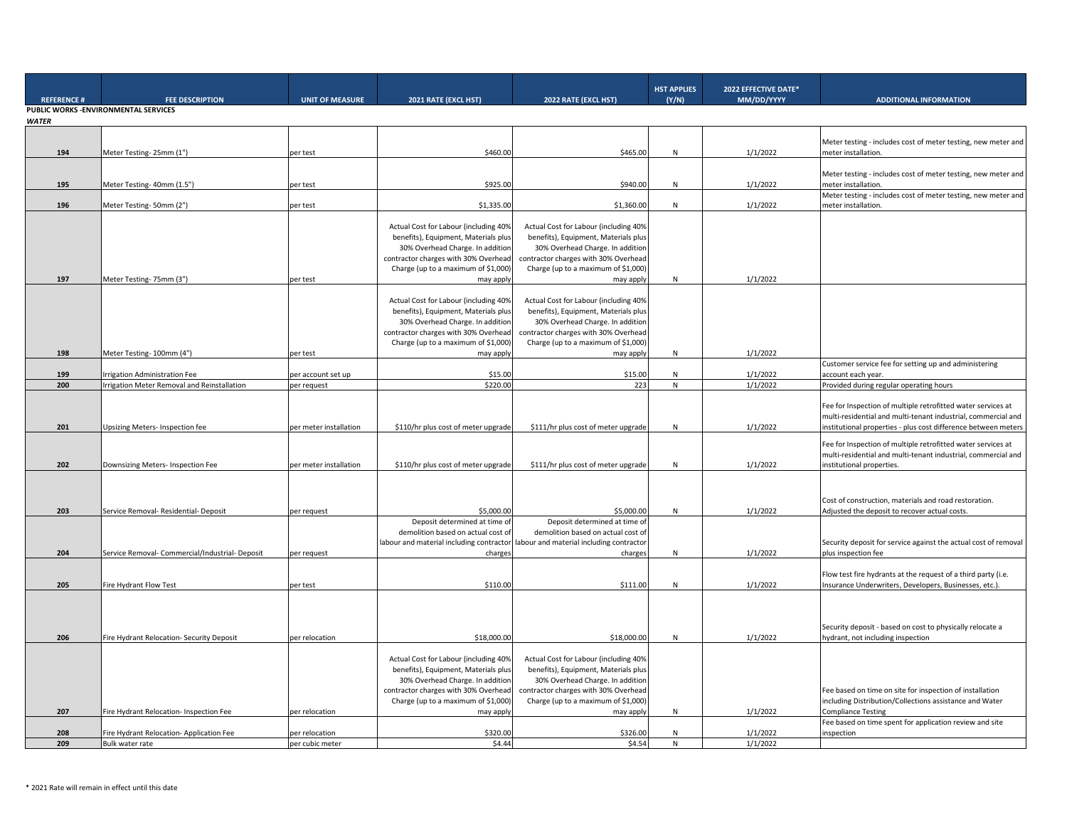| REFERENCE # | FEE DESCRIPTION | UNIT OF MEASURE | 2021 RATE (EXCL HST) | 2022 RATE (EXCL HST) | HST APPLIES (Y/N) | 2022 EFFECTIVE DATE* MM/DD/YYYY | ADDITIONAL INFORMATION |
|---|---|---|---|---|---|---|---|
| **PUBLIC WORKS -ENVIRONMENTAL SERVICES** | | | | | | | |
| ***WATER*** | | | | | | | |
| 194 | Meter Testing- 25mm (1") | per test | $460.00 | $465.00 | N | 1/1/2022 | Meter testing - includes cost of meter testing, new meter and meter installation. |
| 195 | Meter Testing- 40mm (1.5") | per test | $925.00 | $940.00 | N | 1/1/2022 | Meter testing - includes cost of meter testing, new meter and meter installation. |
| 196 | Meter Testing- 50mm (2") | per test | $1,335.00 | $1,360.00 | N | 1/1/2022 | Meter testing - includes cost of meter testing, new meter and meter installation. |
| 197 | Meter Testing- 75mm (3") | per test | Actual Cost for Labour (including 40% benefits), Equipment, Materials plus 30% Overhead Charge. In addition contractor charges with 30% Overhead Charge (up to a maximum of $1,000) may apply | Actual Cost for Labour (including 40% benefits), Equipment, Materials plus 30% Overhead Charge. In addition contractor charges with 30% Overhead Charge (up to a maximum of $1,000) may apply | N | 1/1/2022 | |
| 198 | Meter Testing- 100mm (4") | per test | Actual Cost for Labour (including 40% benefits), Equipment, Materials plus 30% Overhead Charge. In addition contractor charges with 30% Overhead Charge (up to a maximum of $1,000) may apply | Actual Cost for Labour (including 40% benefits), Equipment, Materials plus 30% Overhead Charge. In addition contractor charges with 30% Overhead Charge (up to a maximum of $1,000) may apply | N | 1/1/2022 | |
| 199 | Irrigation Administration Fee | per account set up | $15.00 | $15.00 | N | 1/1/2022 | Customer service fee for setting up and administering account each year. |
| 200 | Irrigation Meter Removal and Reinstallation | per request | $220.00 | 223 | N | 1/1/2022 | Provided during regular operating hours |
| 201 | Upsizing Meters- Inspection fee | per meter installation | $110/hr plus cost of meter upgrade | $111/hr plus cost of meter upgrade | N | 1/1/2022 | Fee for Inspection of multiple retrofitted water services at multi-residential and multi-tenant industrial, commercial and institutional properties - plus cost difference between meters |
| 202 | Downsizing Meters- Inspection Fee | per meter installation | $110/hr plus cost of meter upgrade | $111/hr plus cost of meter upgrade | N | 1/1/2022 | Fee for Inspection of multiple retrofitted water services at multi-residential and multi-tenant industrial, commercial and institutional properties. |
| 203 | Service Removal- Residential- Deposit | per request | $5,000.00 | $5,000.00 | N | 1/1/2022 | Cost of construction, materials and road restoration. Adjusted the deposit to recover actual costs. |
| 204 | Service Removal- Commercial/Industrial- Deposit | per request | Deposit determined at time of demolition based on actual cost of labour and material including contractor charges | Deposit determined at time of demolition based on actual cost of labour and material including contractor charges | N | 1/1/2022 | Security deposit for service against the actual cost of removal plus inspection fee |
| 205 | Fire Hydrant Flow Test | per test | $110.00 | $111.00 | N | 1/1/2022 | Flow test fire hydrants at the request of a third party (i.e. Insurance Underwriters, Developers, Businesses, etc.). |
| 206 | Fire Hydrant Relocation- Security Deposit | per relocation | $18,000.00 | $18,000.00 | N | 1/1/2022 | Security deposit - based on cost to physically relocate a hydrant, not including inspection |
| 207 | Fire Hydrant Relocation- Inspection Fee | per relocation | Actual Cost for Labour (including 40% benefits), Equipment, Materials plus 30% Overhead Charge. In addition contractor charges with 30% Overhead Charge (up to a maximum of $1,000) may apply | Actual Cost for Labour (including 40% benefits), Equipment, Materials plus 30% Overhead Charge. In addition contractor charges with 30% Overhead Charge (up to a maximum of $1,000) may apply | N | 1/1/2022 | Fee based on time on site for inspection of installation including Distribution/Collections assistance and Water Compliance Testing |
| 208 | Fire Hydrant Relocation- Application Fee | per relocation | $320.00 | $326.00 | N | 1/1/2022 | Fee based on time spent for application review and site inspection |
| 209 | Bulk water rate | per cubic meter | $4.44 | $4.54 | N | 1/1/2022 | |

* 2021 Rate will remain in effect until this date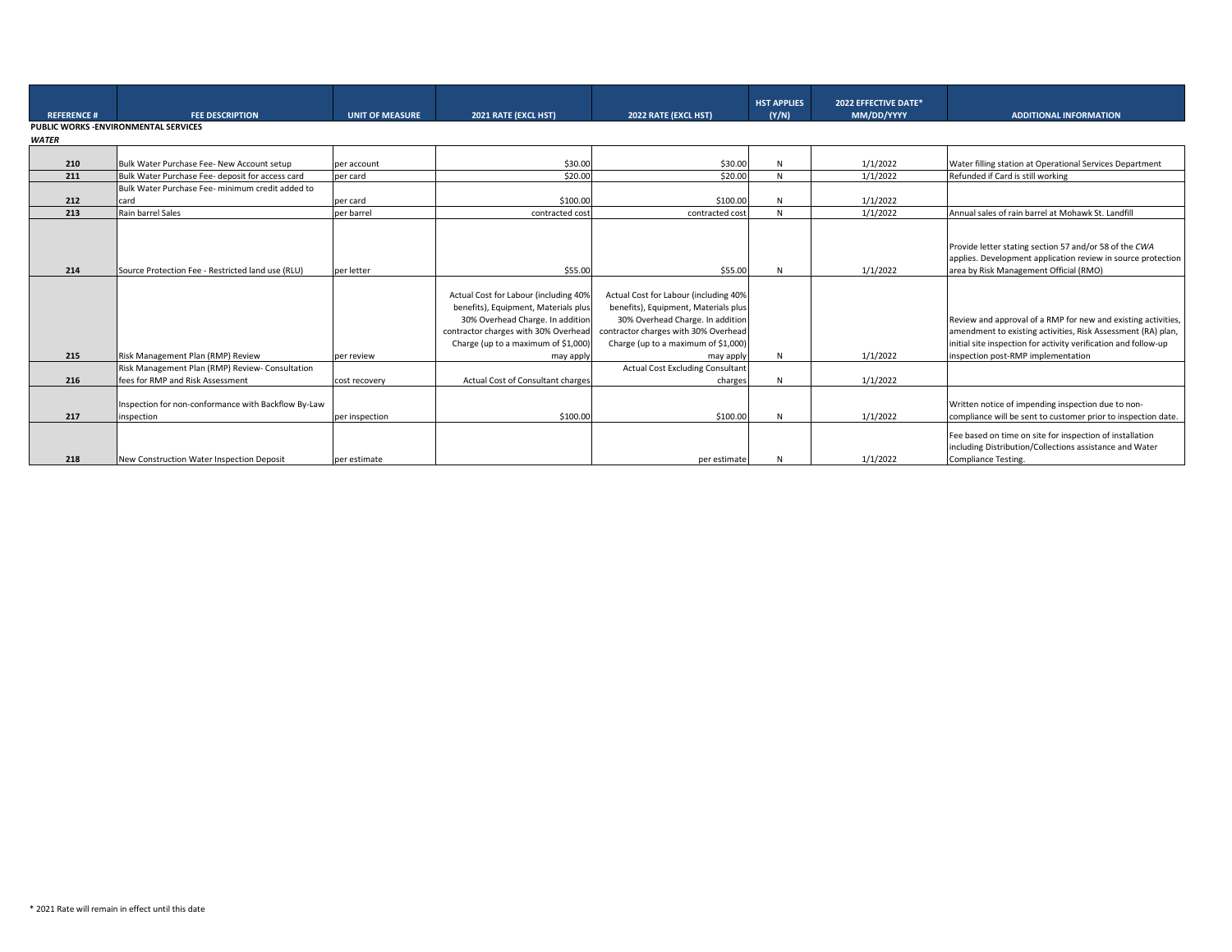| REFERENCE # | FEE DESCRIPTION | UNIT OF MEASURE | 2021 RATE (EXCL HST) | 2022 RATE (EXCL HST) | HST APPLIES (Y/N) | 2022 EFFECTIVE DATE* MM/DD/YYYY | ADDITIONAL INFORMATION |
|---|---|---|---|---|---|---|---|
| **PUBLIC WORKS -ENVIRONMENTAL SERVICES** | | | | | | | |
| ***WATER*** | | | | | | | |
| 210 | Bulk Water Purchase Fee- New Account setup | per account | $30.00 | $30.00 | N | 1/1/2022 | Water filling station at Operational Services Department |
| 211 | Bulk Water Purchase Fee- deposit for access card | per card | $20.00 | $20.00 | N | 1/1/2022 | Refunded if Card is still working |
| 212 | Bulk Water Purchase Fee- minimum credit added to card | per card | $100.00 | $100.00 | N | 1/1/2022 | |
| 213 | Rain barrel Sales | per barrel | contracted cost | contracted cost | N | 1/1/2022 | Annual sales of rain barrel at Mohawk St. Landfill |
| 214 | Source Protection Fee - Restricted land use (RLU) | per letter | $55.00 | $55.00 | N | 1/1/2022 | Provide letter stating section 57 and/or 58 of the *CWA* applies. Development application review in source protection area by Risk Management Official (RMO) |
| 215 | Risk Management Plan (RMP) Review | per review | Actual Cost for Labour (including 40% benefits), Equipment, Materials plus 30% Overhead Charge. In addition contractor charges with 30% Overhead Charge (up to a maximum of $1,000) may apply | Actual Cost for Labour (including 40% benefits), Equipment, Materials plus 30% Overhead Charge. In addition contractor charges with 30% Overhead Charge (up to a maximum of $1,000) may apply | N | 1/1/2022 | Review and approval of a RMP for new and existing activities, amendment to existing activities, Risk Assessment (RA) plan, initial site inspection for activity verification and follow-up inspection post-RMP implementation |
| 216 | Risk Management Plan (RMP) Review- Consultation fees for RMP and Risk Assessment | cost recovery | Actual Cost of Consultant charges | Actual Cost Excluding Consultant charges | N | 1/1/2022 | |
| 217 | Inspection for non-conformance with Backflow By-Law inspection | per inspection | $100.00 | $100.00 | N | 1/1/2022 | Written notice of impending inspection due to non-compliance will be sent to customer prior to inspection date. |
| 218 | New Construction Water Inspection Deposit | per estimate | | per estimate | N | 1/1/2022 | Fee based on time on site for inspection of installation including Distribution/Collections assistance and Water Compliance Testing. |

\* 2021 Rate will remain in effect until this date